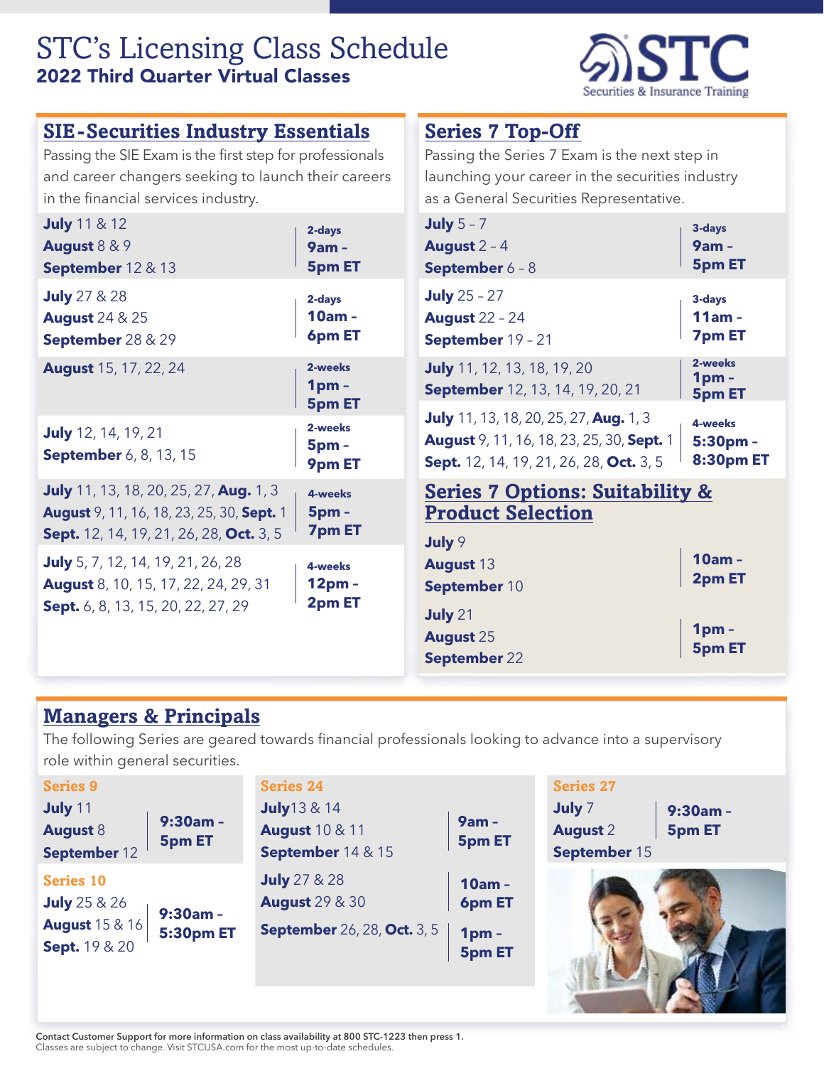# STC's Licensing Class Schedule

## 2022 Third Quarter Virtual Classes

STC Securities & Insurance Training

## SIE-Securities Industry Essentials

Passing the SIE Exam is the first step for professionals and career changers seeking to launch their careers in the financial services industry.

| Dates | Duration / Time |
| --- | --- |
| **July** 11 & 12<br>**August** 8 & 9<br>**September** 12 & 13 | **2-days**<br>**9am - 5pm ET** |
| **July** 27 & 28<br>**August** 24 & 25<br>**September** 28 & 29 | **2-days**<br>**10am - 6pm ET** |
| **August** 15, 17, 22, 24 | **2-weeks**<br>**1pm - 5pm ET** |
| **July** 12, 14, 19, 21<br>**September** 6, 8, 13, 15 | **2-weeks**<br>**5pm - 9pm ET** |
| **July** 11, 13, 18, 20, 25, 27, **Aug.** 1, 3<br>**August** 9, 11, 16, 18, 23, 25, 30, **Sept.** 1<br>**Sept.** 12, 14, 19, 21, 26, 28, **Oct.** 3, 5 | **4-weeks**<br>**5pm - 7pm ET** |
| **July** 5, 7, 12, 14, 19, 21, 26, 28<br>**August** 8, 10, 15, 17, 22, 24, 29, 31<br>**Sept.** 6, 8, 13, 15, 20, 22, 27, 29 | **4-weeks**<br>**12pm - 2pm ET** |

## Series 7 Top-Off

Passing the Series 7 Exam is the next step in launching your career in the securities industry as a General Securities Representative.

| Dates | Duration / Time |
| --- | --- |
| **July** 5 – 7<br>**August** 2 – 4<br>**September** 6 – 8 | **3-days**<br>**9am - 5pm ET** |
| **July** 25 – 27<br>**August** 22 – 24<br>**September** 19 – 21 | **3-days**<br>**11am - 7pm ET** |
| **July** 11, 12, 13, 18, 19, 20<br>**September** 12, 13, 14, 19, 20, 21 | **2-weeks**<br>**1pm - 5pm ET** |
| **July** 11, 13, 18, 20, 25, 27, **Aug.** 1, 3<br>**August** 9, 11, 16, 18, 23, 25, 30, **Sept.** 1<br>**Sept.** 12, 14, 19, 21, 26, 28, **Oct.** 3, 5 | **4-weeks**<br>**5:30pm - 8:30pm ET** |

## Series 7 Options: Suitability & Product Selection

| Dates | Time |
| --- | --- |
| **July** 9<br>**August** 13<br>**September** 10 | **10am - 2pm ET** |
| **July** 21<br>**August** 25<br>**September** 22 | **1pm - 5pm ET** |

## Managers & Principals

The following Series are geared towards financial professionals looking to advance into a supervisory role within general securities.

### Series 9

| Dates | Time |
| --- | --- |
| **July** 11<br>**August** 8<br>**September** 12 | **9:30am - 5pm ET** |

### Series 10

| Dates | Time |
| --- | --- |
| **July** 25 & 26<br>**August** 15 & 16<br>**Sept.** 19 & 20 | **9:30am - 5:30pm ET** |

### Series 24

| Dates | Time |
| --- | --- |
| **July** 13 & 14<br>**August** 10 & 11<br>**September** 14 & 15 | **9am - 5pm ET** |
| **July** 27 & 28<br>**August** 29 & 30 | **10am - 6pm ET** |
| **September** 26, 28, **Oct.** 3, 5 | **1pm - 5pm ET** |

### Series 27

| Dates | Time |
| --- | --- |
| **July** 7<br>**August** 2<br>**September** 15 | **9:30am - 5pm ET** |

**Contact Customer Support for more information on class availability at 800 STC-1223 then press 1.**
Classes are subject to change. Visit STCUSA.com for the most up-to-date schedules.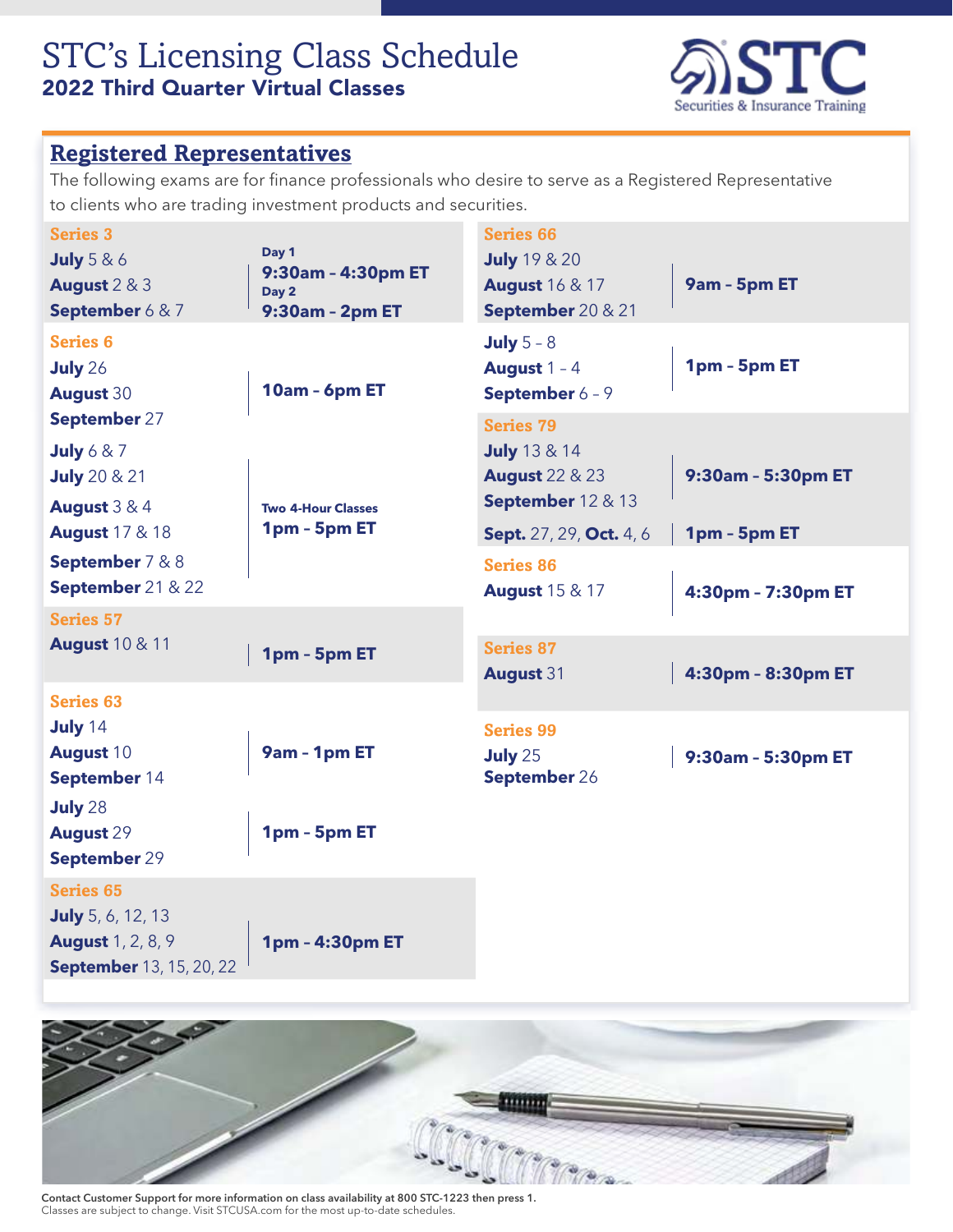# STC's Licensing Class Schedule
## 2022 Third Quarter Virtual Classes

## Registered Representatives

The following exams are for finance professionals who desire to serve as a Registered Representative to clients who are trading investment products and securities.

### Series 3

| Dates | Time |
|---|---|
| **July** 5 & 6<br>**August** 2 & 3<br>**September** 6 & 7 | **Day 1** **9:30am - 4:30pm ET**<br>**Day 2** **9:30am - 2pm ET** |

### Series 6

| Dates | Time |
|---|---|
| **July** 26<br>**August** 30<br>**September** 27 | **10am - 6pm ET** |
| **July** 6 & 7<br>**July** 20 & 21<br>**August** 3 & 4<br>**August** 17 & 18<br>**September** 7 & 8<br>**September** 21 & 22 | **Two 4-Hour Classes** **1pm - 5pm ET** |

### Series 57

| Dates | Time |
|---|---|
| **August** 10 & 11 | **1pm - 5pm ET** |

### Series 63

| Dates | Time |
|---|---|
| **July** 14<br>**August** 10<br>**September** 14 | **9am - 1pm ET** |
| **July** 28<br>**August** 29<br>**September** 29 | **1pm - 5pm ET** |

### Series 65

| Dates | Time |
|---|---|
| **July** 5, 6, 12, 13<br>**August** 1, 2, 8, 9<br>**September** 13, 15, 20, 22 | **1pm - 4:30pm ET** |

### Series 66

| Dates | Time |
|---|---|
| **July** 19 & 20<br>**August** 16 & 17<br>**September** 20 & 21 | **9am - 5pm ET** |
| **July** 5 - 8<br>**August** 1 - 4<br>**September** 6 - 9 | **1pm - 5pm ET** |

### Series 79

| Dates | Time |
|---|---|
| **July** 13 & 14<br>**August** 22 & 23<br>**September** 12 & 13 | **9:30am - 5:30pm ET** |
| **Sept.** 27, 29, **Oct.** 4, 6 | **1pm - 5pm ET** |

### Series 86

| Dates | Time |
|---|---|
| **August** 15 & 17 | **4:30pm - 7:30pm ET** |

### Series 87

| Dates | Time |
|---|---|
| **August** 31 | **4:30pm - 8:30pm ET** |

### Series 99

| Dates | Time |
|---|---|
| **July** 25<br>**September** 26 | **9:30am - 5:30pm ET** |

**Contact Customer Support for more information on class availability at 800 STC-1223 then press 1.**
Classes are subject to change. Visit STCUSA.com for the most up-to-date schedules.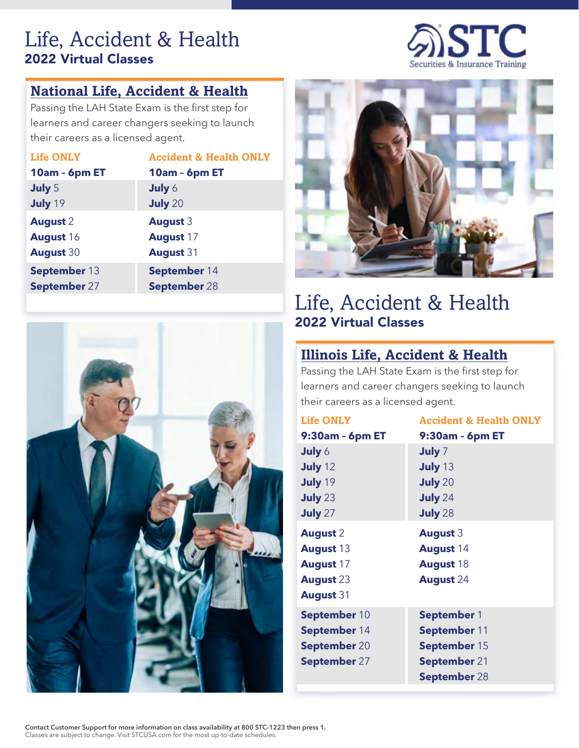# Life, Accident & Health
## 2022 Virtual Classes

STC Securities & Insurance Training

### National Life, Accident & Health

Passing the LAH State Exam is the first step for learners and career changers seeking to launch their careers as a licensed agent.

| Life ONLY<br>10am - 6pm ET | Accident & Health ONLY<br>10am - 6pm ET |
|---|---|
| July 5 | July 6 |
| July 19 | July 20 |
| August 2 | August 3 |
| August 16 | August 17 |
| August 30 | August 31 |
| September 13 | September 14 |
| September 27 | September 28 |

# Life, Accident & Health
## 2022 Virtual Classes

### Illinois Life, Accident & Health

Passing the LAH State Exam is the first step for learners and career changers seeking to launch their careers as a licensed agent.

| Life ONLY<br>9:30am - 6pm ET | Accident & Health ONLY<br>9:30am - 6pm ET |
|---|---|
| July 6 | July 7 |
| July 12 | July 13 |
| July 19 | July 20 |
| July 23 | July 24 |
| July 27 | July 28 |
| August 2 | August 3 |
| August 13 | August 14 |
| August 17 | August 18 |
| August 23 | August 24 |
| August 31 | |
| September 10 | September 1 |
| September 14 | September 11 |
| September 20 | September 15 |
| September 27 | September 21 |
| | September 28 |

**Contact Customer Support for more information on class availability at 800 STC-1223 then press 1.**
Classes are subject to change. Visit STCUSA.com for the most up-to-date schedules.